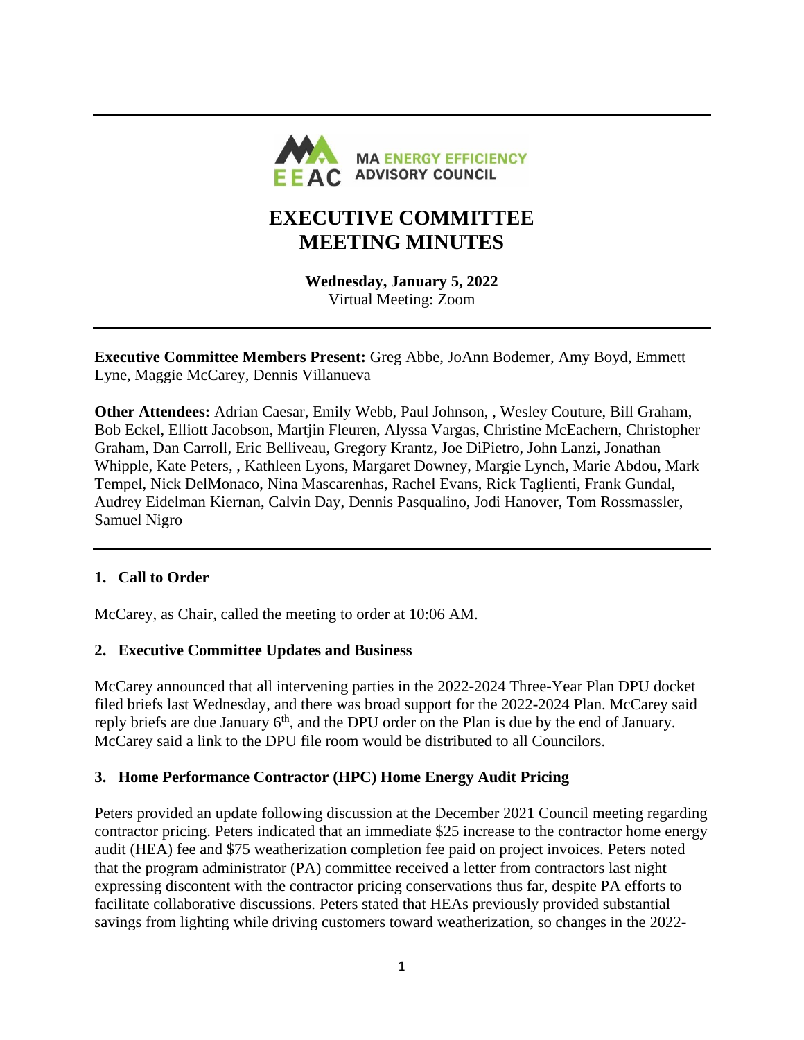MA ENERGY EFFICIENCY ADVISORY COUNCIL

# EXECUTIVE COMMITTEE MEETING MINUTES

**Wednesday, January 5, 2022**
Virtual Meeting: Zoom

**Executive Committee Members Present:** Greg Abbe, JoAnn Bodemer, Amy Boyd, Emmett Lyne, Maggie McCarey, Dennis Villanueva

**Other Attendees:** Adrian Caesar, Emily Webb, Paul Johnson, , Wesley Couture, Bill Graham, Bob Eckel, Elliott Jacobson, Martjin Fleuren, Alyssa Vargas, Christine McEachern, Christopher Graham, Dan Carroll, Eric Belliveau, Gregory Krantz, Joe DiPietro, John Lanzi, Jonathan Whipple, Kate Peters, , Kathleen Lyons, Margaret Downey, Margie Lynch, Marie Abdou, Mark Tempel, Nick DelMonaco, Nina Mascarenhas, Rachel Evans, Rick Taglienti, Frank Gundal, Audrey Eidelman Kiernan, Calvin Day, Dennis Pasqualino, Jodi Hanover, Tom Rossmassler, Samuel Nigro

## 1. Call to Order

McCarey, as Chair, called the meeting to order at 10:06 AM.

## 2. Executive Committee Updates and Business

McCarey announced that all intervening parties in the 2022-2024 Three-Year Plan DPU docket filed briefs last Wednesday, and there was broad support for the 2022-2024 Plan. McCarey said reply briefs are due January 6th, and the DPU order on the Plan is due by the end of January. McCarey said a link to the DPU file room would be distributed to all Councilors.

## 3. Home Performance Contractor (HPC) Home Energy Audit Pricing

Peters provided an update following discussion at the December 2021 Council meeting regarding contractor pricing. Peters indicated that an immediate $25 increase to the contractor home energy audit (HEA) fee and $75 weatherization completion fee paid on project invoices. Peters noted that the program administrator (PA) committee received a letter from contractors last night expressing discontent with the contractor pricing conservations thus far, despite PA efforts to facilitate collaborative discussions. Peters stated that HEAs previously provided substantial savings from lighting while driving customers toward weatherization, so changes in the 2022-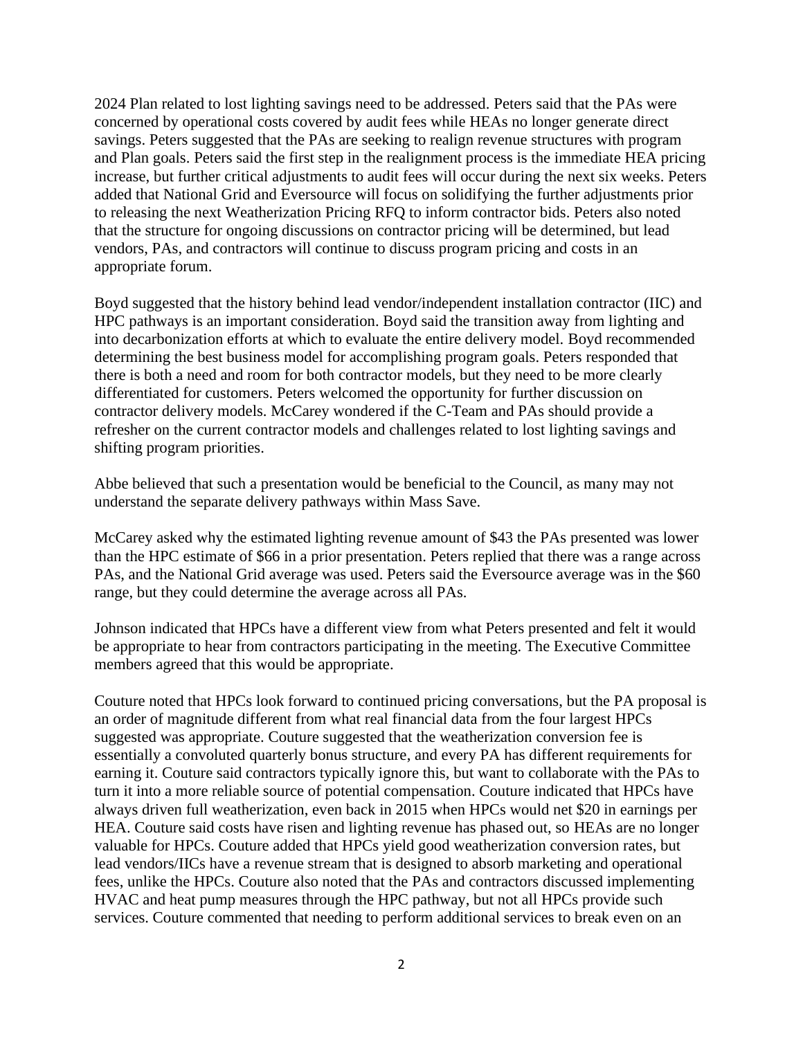2024 Plan related to lost lighting savings need to be addressed. Peters said that the PAs were concerned by operational costs covered by audit fees while HEAs no longer generate direct savings. Peters suggested that the PAs are seeking to realign revenue structures with program and Plan goals. Peters said the first step in the realignment process is the immediate HEA pricing increase, but further critical adjustments to audit fees will occur during the next six weeks. Peters added that National Grid and Eversource will focus on solidifying the further adjustments prior to releasing the next Weatherization Pricing RFQ to inform contractor bids. Peters also noted that the structure for ongoing discussions on contractor pricing will be determined, but lead vendors, PAs, and contractors will continue to discuss program pricing and costs in an appropriate forum.

Boyd suggested that the history behind lead vendor/independent installation contractor (IIC) and HPC pathways is an important consideration. Boyd said the transition away from lighting and into decarbonization efforts at which to evaluate the entire delivery model. Boyd recommended determining the best business model for accomplishing program goals. Peters responded that there is both a need and room for both contractor models, but they need to be more clearly differentiated for customers. Peters welcomed the opportunity for further discussion on contractor delivery models. McCarey wondered if the C-Team and PAs should provide a refresher on the current contractor models and challenges related to lost lighting savings and shifting program priorities.

Abbe believed that such a presentation would be beneficial to the Council, as many may not understand the separate delivery pathways within Mass Save.

McCarey asked why the estimated lighting revenue amount of $43 the PAs presented was lower than the HPC estimate of $66 in a prior presentation. Peters replied that there was a range across PAs, and the National Grid average was used. Peters said the Eversource average was in the $60 range, but they could determine the average across all PAs.

Johnson indicated that HPCs have a different view from what Peters presented and felt it would be appropriate to hear from contractors participating in the meeting. The Executive Committee members agreed that this would be appropriate.

Couture noted that HPCs look forward to continued pricing conversations, but the PA proposal is an order of magnitude different from what real financial data from the four largest HPCs suggested was appropriate. Couture suggested that the weatherization conversion fee is essentially a convoluted quarterly bonus structure, and every PA has different requirements for earning it. Couture said contractors typically ignore this, but want to collaborate with the PAs to turn it into a more reliable source of potential compensation. Couture indicated that HPCs have always driven full weatherization, even back in 2015 when HPCs would net $20 in earnings per HEA. Couture said costs have risen and lighting revenue has phased out, so HEAs are no longer valuable for HPCs. Couture added that HPCs yield good weatherization conversion rates, but lead vendors/IICs have a revenue stream that is designed to absorb marketing and operational fees, unlike the HPCs. Couture also noted that the PAs and contractors discussed implementing HVAC and heat pump measures through the HPC pathway, but not all HPCs provide such services. Couture commented that needing to perform additional services to break even on an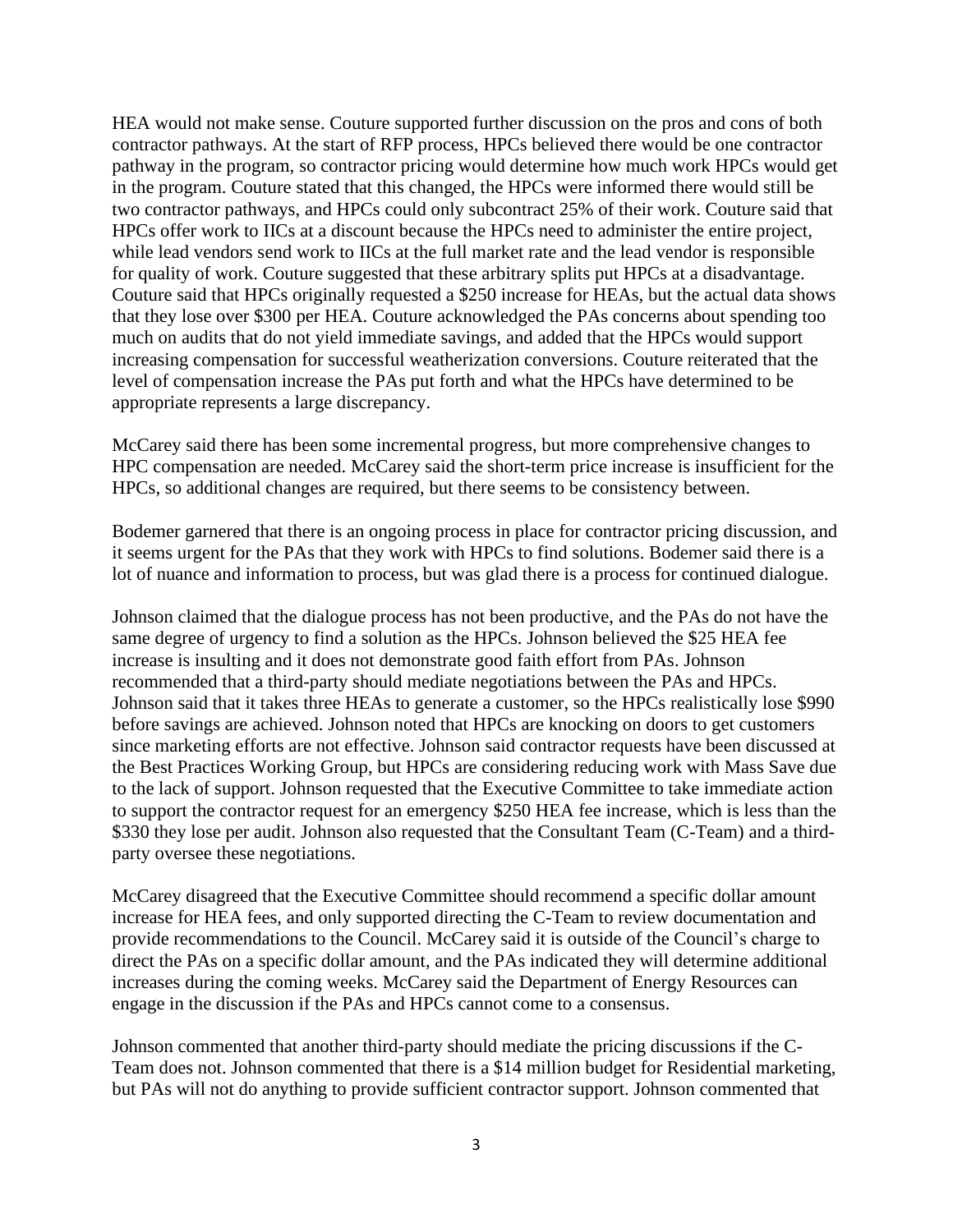HEA would not make sense. Couture supported further discussion on the pros and cons of both contractor pathways. At the start of RFP process, HPCs believed there would be one contractor pathway in the program, so contractor pricing would determine how much work HPCs would get in the program. Couture stated that this changed, the HPCs were informed there would still be two contractor pathways, and HPCs could only subcontract 25% of their work. Couture said that HPCs offer work to IICs at a discount because the HPCs need to administer the entire project, while lead vendors send work to IICs at the full market rate and the lead vendor is responsible for quality of work. Couture suggested that these arbitrary splits put HPCs at a disadvantage. Couture said that HPCs originally requested a $250 increase for HEAs, but the actual data shows that they lose over $300 per HEA. Couture acknowledged the PAs concerns about spending too much on audits that do not yield immediate savings, and added that the HPCs would support increasing compensation for successful weatherization conversions. Couture reiterated that the level of compensation increase the PAs put forth and what the HPCs have determined to be appropriate represents a large discrepancy.

McCarey said there has been some incremental progress, but more comprehensive changes to HPC compensation are needed. McCarey said the short-term price increase is insufficient for the HPCs, so additional changes are required, but there seems to be consistency between.

Bodemer garnered that there is an ongoing process in place for contractor pricing discussion, and it seems urgent for the PAs that they work with HPCs to find solutions. Bodemer said there is a lot of nuance and information to process, but was glad there is a process for continued dialogue.

Johnson claimed that the dialogue process has not been productive, and the PAs do not have the same degree of urgency to find a solution as the HPCs. Johnson believed the $25 HEA fee increase is insulting and it does not demonstrate good faith effort from PAs. Johnson recommended that a third-party should mediate negotiations between the PAs and HPCs. Johnson said that it takes three HEAs to generate a customer, so the HPCs realistically lose $990 before savings are achieved. Johnson noted that HPCs are knocking on doors to get customers since marketing efforts are not effective. Johnson said contractor requests have been discussed at the Best Practices Working Group, but HPCs are considering reducing work with Mass Save due to the lack of support. Johnson requested that the Executive Committee to take immediate action to support the contractor request for an emergency $250 HEA fee increase, which is less than the $330 they lose per audit. Johnson also requested that the Consultant Team (C-Team) and a third-party oversee these negotiations.

McCarey disagreed that the Executive Committee should recommend a specific dollar amount increase for HEA fees, and only supported directing the C-Team to review documentation and provide recommendations to the Council. McCarey said it is outside of the Council's charge to direct the PAs on a specific dollar amount, and the PAs indicated they will determine additional increases during the coming weeks. McCarey said the Department of Energy Resources can engage in the discussion if the PAs and HPCs cannot come to a consensus.

Johnson commented that another third-party should mediate the pricing discussions if the C-Team does not. Johnson commented that there is a $14 million budget for Residential marketing, but PAs will not do anything to provide sufficient contractor support. Johnson commented that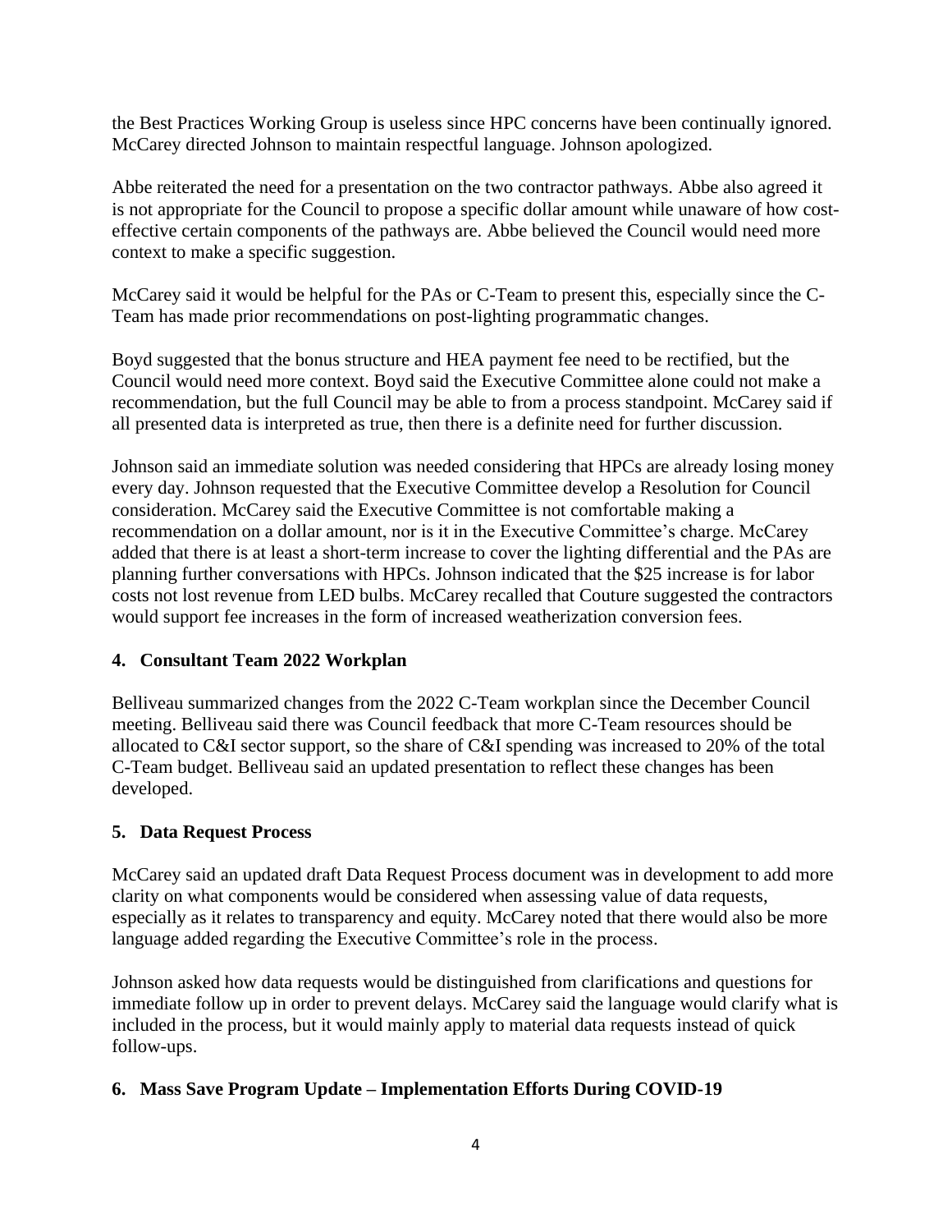the Best Practices Working Group is useless since HPC concerns have been continually ignored. McCarey directed Johnson to maintain respectful language. Johnson apologized.

Abbe reiterated the need for a presentation on the two contractor pathways. Abbe also agreed it is not appropriate for the Council to propose a specific dollar amount while unaware of how cost-effective certain components of the pathways are. Abbe believed the Council would need more context to make a specific suggestion.

McCarey said it would be helpful for the PAs or C-Team to present this, especially since the C-Team has made prior recommendations on post-lighting programmatic changes.

Boyd suggested that the bonus structure and HEA payment fee need to be rectified, but the Council would need more context. Boyd said the Executive Committee alone could not make a recommendation, but the full Council may be able to from a process standpoint. McCarey said if all presented data is interpreted as true, then there is a definite need for further discussion.

Johnson said an immediate solution was needed considering that HPCs are already losing money every day. Johnson requested that the Executive Committee develop a Resolution for Council consideration. McCarey said the Executive Committee is not comfortable making a recommendation on a dollar amount, nor is it in the Executive Committee's charge. McCarey added that there is at least a short-term increase to cover the lighting differential and the PAs are planning further conversations with HPCs. Johnson indicated that the $25 increase is for labor costs not lost revenue from LED bulbs. McCarey recalled that Couture suggested the contractors would support fee increases in the form of increased weatherization conversion fees.

## 4. Consultant Team 2022 Workplan

Belliveau summarized changes from the 2022 C-Team workplan since the December Council meeting. Belliveau said there was Council feedback that more C-Team resources should be allocated to C&I sector support, so the share of C&I spending was increased to 20% of the total C-Team budget. Belliveau said an updated presentation to reflect these changes has been developed.

## 5. Data Request Process

McCarey said an updated draft Data Request Process document was in development to add more clarity on what components would be considered when assessing value of data requests, especially as it relates to transparency and equity. McCarey noted that there would also be more language added regarding the Executive Committee's role in the process.

Johnson asked how data requests would be distinguished from clarifications and questions for immediate follow up in order to prevent delays. McCarey said the language would clarify what is included in the process, but it would mainly apply to material data requests instead of quick follow-ups.

## 6. Mass Save Program Update – Implementation Efforts During COVID-19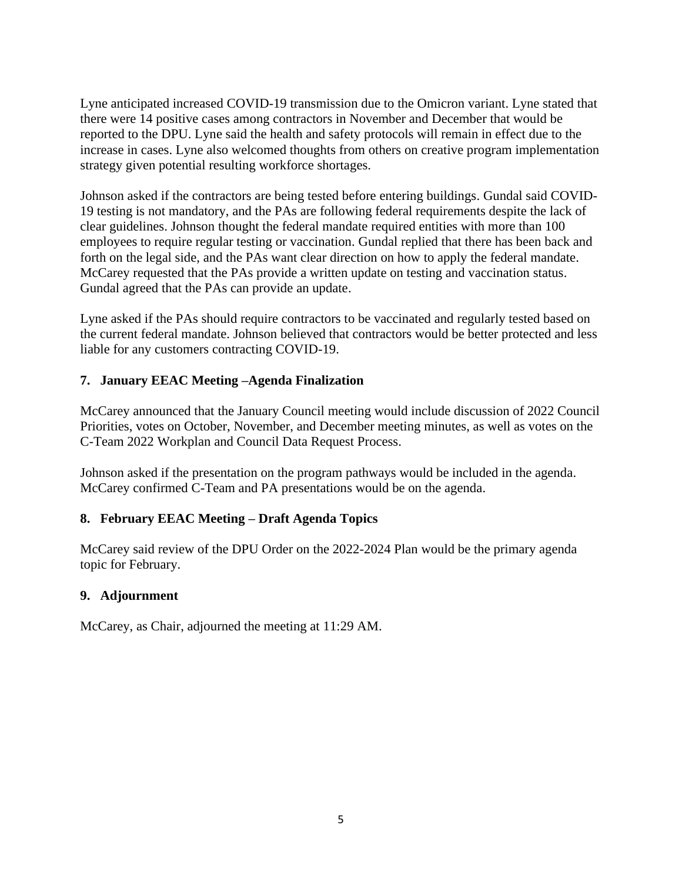Lyne anticipated increased COVID-19 transmission due to the Omicron variant. Lyne stated that there were 14 positive cases among contractors in November and December that would be reported to the DPU. Lyne said the health and safety protocols will remain in effect due to the increase in cases. Lyne also welcomed thoughts from others on creative program implementation strategy given potential resulting workforce shortages.

Johnson asked if the contractors are being tested before entering buildings. Gundal said COVID-19 testing is not mandatory, and the PAs are following federal requirements despite the lack of clear guidelines. Johnson thought the federal mandate required entities with more than 100 employees to require regular testing or vaccination. Gundal replied that there has been back and forth on the legal side, and the PAs want clear direction on how to apply the federal mandate. McCarey requested that the PAs provide a written update on testing and vaccination status. Gundal agreed that the PAs can provide an update.

Lyne asked if the PAs should require contractors to be vaccinated and regularly tested based on the current federal mandate. Johnson believed that contractors would be better protected and less liable for any customers contracting COVID-19.

### 7. January EEAC Meeting –Agenda Finalization

McCarey announced that the January Council meeting would include discussion of 2022 Council Priorities, votes on October, November, and December meeting minutes, as well as votes on the C-Team 2022 Workplan and Council Data Request Process.

Johnson asked if the presentation on the program pathways would be included in the agenda. McCarey confirmed C-Team and PA presentations would be on the agenda.

### 8. February EEAC Meeting – Draft Agenda Topics

McCarey said review of the DPU Order on the 2022-2024 Plan would be the primary agenda topic for February.

### 9. Adjournment

McCarey, as Chair, adjourned the meeting at 11:29 AM.